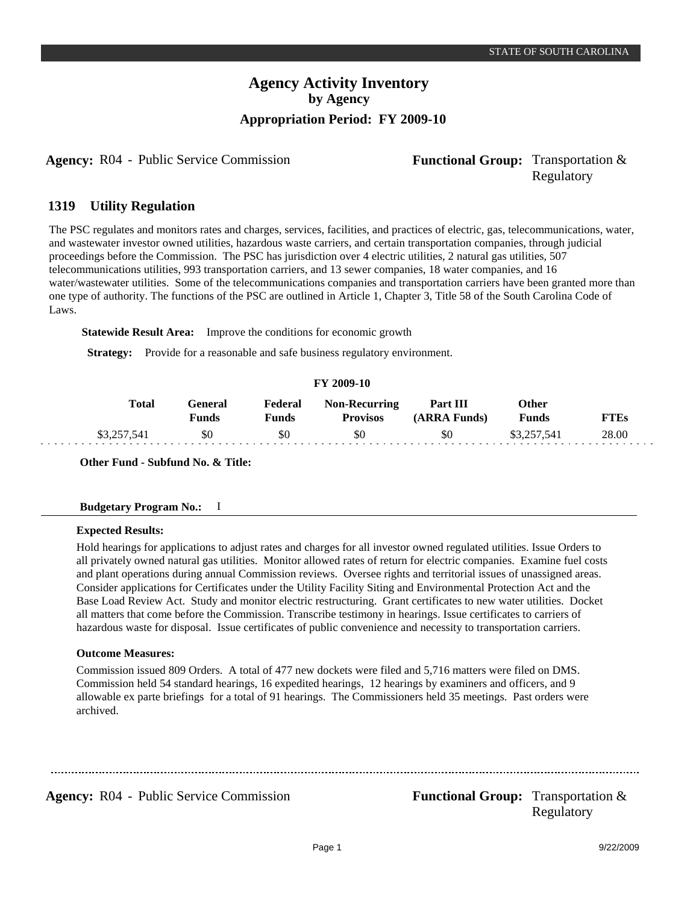STATE OF SOUTH CAROLINA

# Agency Activity Inventory
## by Agency
### Appropriation Period: FY 2009-10

**Agency:** R04 - Public Service Commission **Functional Group:** Transportation & Regulatory

## 1319 Utility Regulation

The PSC regulates and monitors rates and charges, services, facilities, and practices of electric, gas, telecommunications, water, and wastewater investor owned utilities, hazardous waste carriers, and certain transportation companies, through judicial proceedings before the Commission. The PSC has jurisdiction over 4 electric utilities, 2 natural gas utilities, 507 telecommunications utilities, 993 transportation carriers, and 13 sewer companies, 18 water companies, and 16 water/wastewater utilities. Some of the telecommunications companies and transportation carriers have been granted more than one type of authority. The functions of the PSC are outlined in Article 1, Chapter 3, Title 58 of the South Carolina Code of Laws.

**Statewide Result Area:** Improve the conditions for economic growth

**Strategy:** Provide for a reasonable and safe business regulatory environment.

FY 2009-10

| Total | General Funds | Federal Funds | Non-Recurring Provisos | Part III (ARRA Funds) | Other Funds | FTEs |
|---|---|---|---|---|---|---|
| $3,257,541 | $0 | $0 | $0 | $0 | $3,257,541 | 28.00 |

**Other Fund - Subfund No. & Title:**

**Budgetary Program No.:** I

**Expected Results:**

Hold hearings for applications to adjust rates and charges for all investor owned regulated utilities. Issue Orders to all privately owned natural gas utilities. Monitor allowed rates of return for electric companies. Examine fuel costs and plant operations during annual Commission reviews. Oversee rights and territorial issues of unassigned areas. Consider applications for Certificates under the Utility Facility Siting and Environmental Protection Act and the Base Load Review Act. Study and monitor electric restructuring. Grant certificates to new water utilities. Docket all matters that come before the Commission. Transcribe testimony in hearings. Issue certificates to carriers of hazardous waste for disposal. Issue certificates of public convenience and necessity to transportation carriers.

**Outcome Measures:**

Commission issued 809 Orders. A total of 477 new dockets were filed and 5,716 matters were filed on DMS. Commission held 54 standard hearings, 16 expedited hearings, 12 hearings by examiners and officers, and 9 allowable ex parte briefings for a total of 91 hearings. The Commissioners held 35 meetings. Past orders were archived.

**Agency:** R04 - Public Service Commission **Functional Group:** Transportation & Regulatory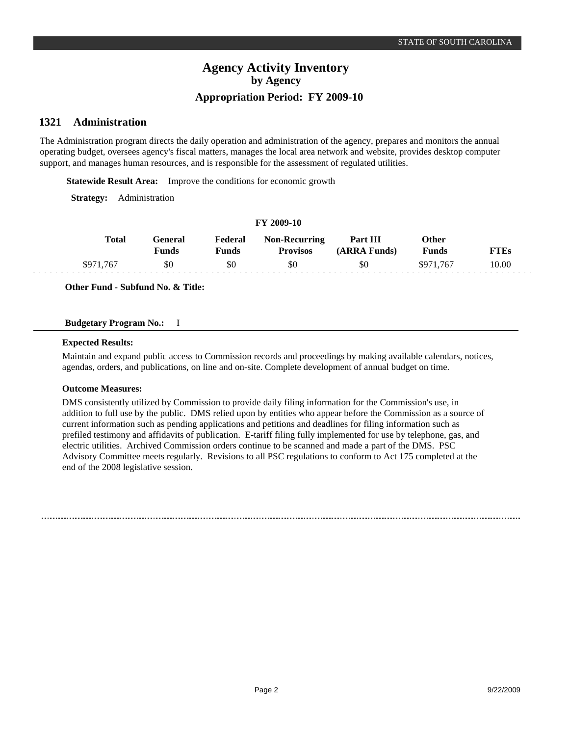# Agency Activity Inventory

## by Agency

## Appropriation Period: FY 2009-10

## 1321 Administration

The Administration program directs the daily operation and administration of the agency, prepares and monitors the annual operating budget, oversees agency's fiscal matters, manages the local area network and website, provides desktop computer support, and manages human resources, and is responsible for the assessment of regulated utilities.

**Statewide Result Area:** Improve the conditions for economic growth

**Strategy:** Administration

**FY 2009-10**

| Total | General Funds | Federal Funds | Non-Recurring Provisos | Part III (ARRA Funds) | Other Funds | FTEs |
|---|---|---|---|---|---|---|
| $971,767 | $0 | $0 | $0 | $0 | $971,767 | 10.00 |

**Other Fund - Subfund No. & Title:**

**Budgetary Program No.:** I

**Expected Results:**

Maintain and expand public access to Commission records and proceedings by making available calendars, notices, agendas, orders, and publications, on line and on-site. Complete development of annual budget on time.

**Outcome Measures:**

DMS consistently utilized by Commission to provide daily filing information for the Commission's use, in addition to full use by the public. DMS relied upon by entities who appear before the Commission as a source of current information such as pending applications and petitions and deadlines for filing information such as prefiled testimony and affidavits of publication. E-tariff filing fully implemented for use by telephone, gas, and electric utilities. Archived Commission orders continue to be scanned and made a part of the DMS. PSC Advisory Committee meets regularly. Revisions to all PSC regulations to conform to Act 175 completed at the end of the 2008 legislative session.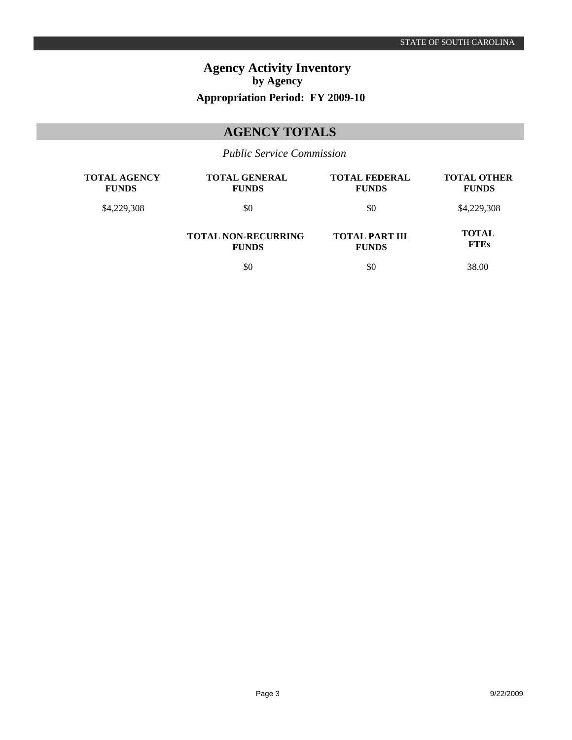STATE OF SOUTH CAROLINA

# Agency Activity Inventory
### by Agency
### Appropriation Period: FY 2009-10

## AGENCY TOTALS

*Public Service Commission*

| TOTAL AGENCY FUNDS | TOTAL GENERAL FUNDS | TOTAL FEDERAL FUNDS | TOTAL OTHER FUNDS |
|---|---|---|---|
| $4,229,308 | $0 | $0 | $4,229,308 |

| TOTAL NON-RECURRING FUNDS | TOTAL PART III FUNDS | TOTAL FTEs |
|---|---|---|
| $0 | $0 | 38.00 |

9/22/2009